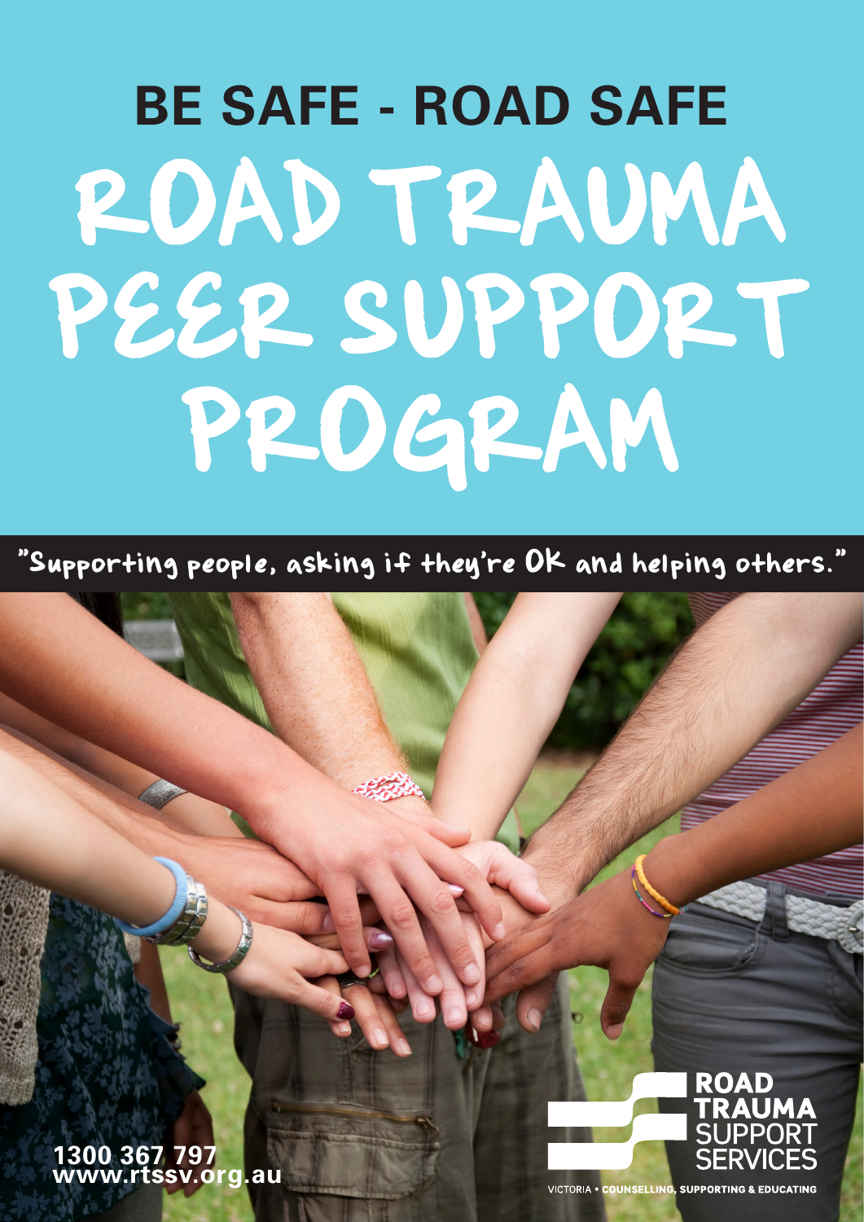## BE SAFE - ROAD SAFE

# ROAD TRAUMA PEER SUPPORT PROGRAM

"Supporting people, asking if they're OK and helping others."

1300 367 797
www.rtssv.org.au

**ROAD TRAUMA SUPPORT SERVICES**

VICTORIA • COUNSELLING, SUPPORTING & EDUCATING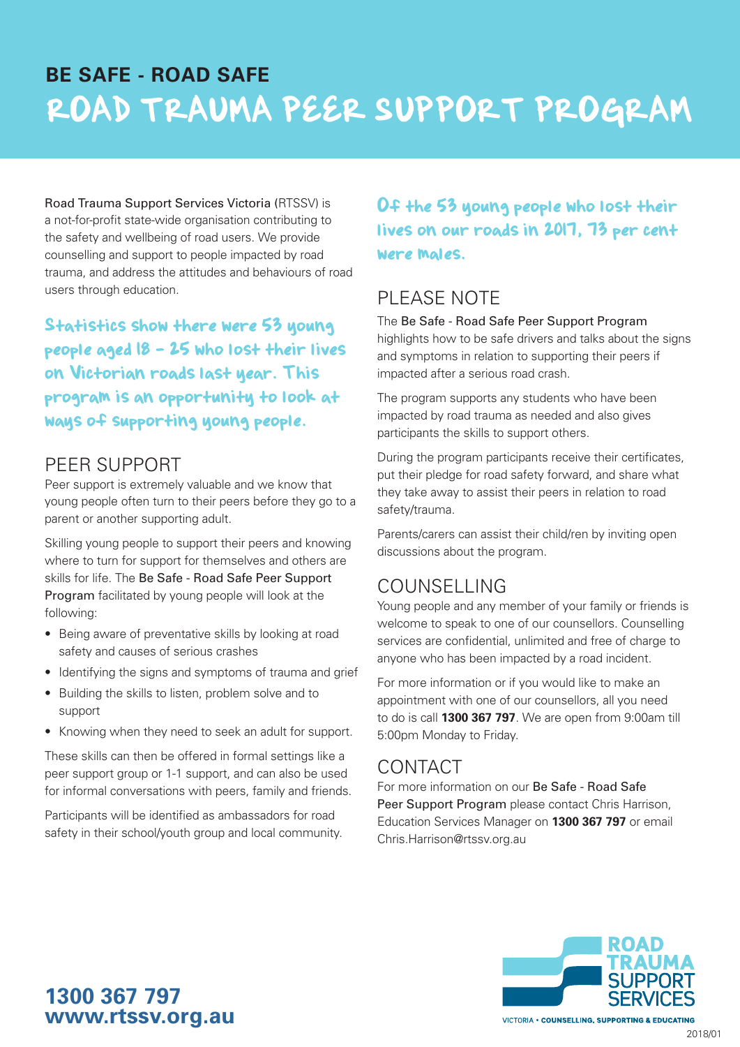# BE SAFE - ROAD SAFE

# ROAD TRAUMA PEER SUPPORT PROGRAM

Road Trauma Support Services Victoria (RTSSV) is a not-for-profit state-wide organisation contributing to the safety and wellbeing of road users. We provide counselling and support to people impacted by road trauma, and address the attitudes and behaviours of road users through education.

**Statistics show there were 53 young people aged 18 – 25 who lost their lives on Victorian roads last year. This program is an opportunity to look at ways of supporting young people.**

## PEER SUPPORT

Peer support is extremely valuable and we know that young people often turn to their peers before they go to a parent or another supporting adult.

Skilling young people to support their peers and knowing where to turn for support for themselves and others are skills for life. The Be Safe - Road Safe Peer Support Program facilitated by young people will look at the following:

- Being aware of preventative skills by looking at road safety and causes of serious crashes
- Identifying the signs and symptoms of trauma and grief
- Building the skills to listen, problem solve and to support
- Knowing when they need to seek an adult for support.

These skills can then be offered in formal settings like a peer support group or 1-1 support, and can also be used for informal conversations with peers, family and friends.

Participants will be identified as ambassadors for road safety in their school/youth group and local community.

**Of the 53 young people who lost their lives on our roads in 2017, 73 per cent were males.**

## PLEASE NOTE

The Be Safe - Road Safe Peer Support Program highlights how to be safe drivers and talks about the signs and symptoms in relation to supporting their peers if impacted after a serious road crash.

The program supports any students who have been impacted by road trauma as needed and also gives participants the skills to support others.

During the program participants receive their certificates, put their pledge for road safety forward, and share what they take away to assist their peers in relation to road safety/trauma.

Parents/carers can assist their child/ren by inviting open discussions about the program.

## COUNSELLING

Young people and any member of your family or friends is welcome to speak to one of our counsellors. Counselling services are confidential, unlimited and free of charge to anyone who has been impacted by a road incident.

For more information or if you would like to make an appointment with one of our counsellors, all you need to do is call **1300 367 797**. We are open from 9:00am till 5:00pm Monday to Friday.

## CONTACT

For more information on our Be Safe - Road Safe Peer Support Program please contact Chris Harrison, Education Services Manager on **1300 367 797** or email Chris.Harrison@rtssv.org.au

**1300 367 797**
**www.rtssv.org.au**

ROAD TRAUMA SUPPORT SERVICES
VICTORIA • COUNSELLING, SUPPORTING & EDUCATING

2018/01